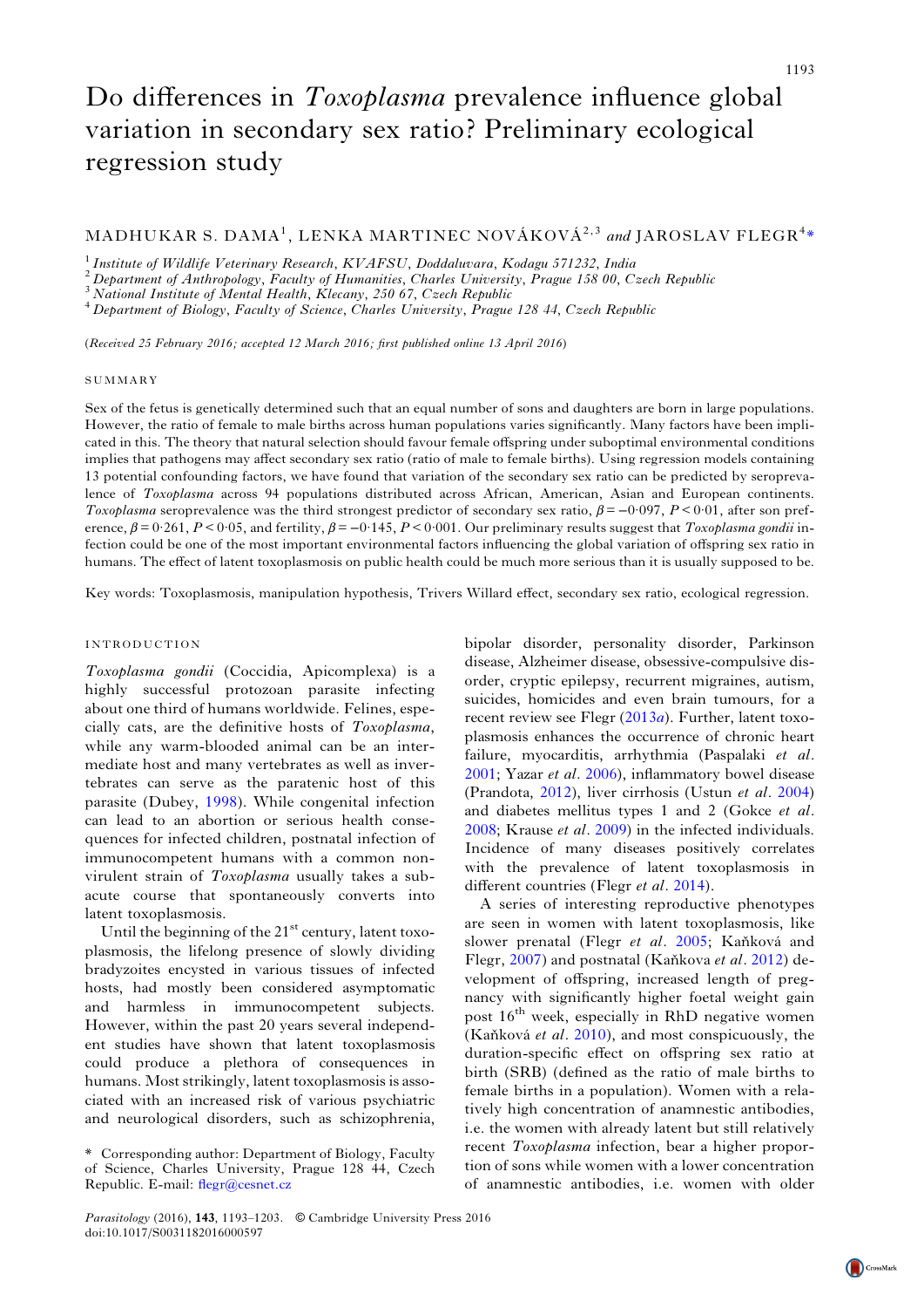# Do differences in *Toxoplasma* prevalence influence global variation in secondary sex ratio? Preliminary ecological regression study

MADHUKAR S. DAMA[1], LENKA MARTINEC NOVÁKOVÁ[2,3] and JAROSLAV FLEGR[4]*

[1] *Institute of Wildlife Veterinary Research, KVAFSU, Doddaluvara, Kodagu 571232, India*
[2] *Department of Anthropology, Faculty of Humanities, Charles University, Prague 158 00, Czech Republic*
[3] *National Institute of Mental Health, Klecany, 250 67, Czech Republic*
[4] *Department of Biology, Faculty of Science, Charles University, Prague 128 44, Czech Republic*

(*Received 25 February 2016; accepted 12 March 2016; first published online 13 April 2016*)

## SUMMARY

Sex of the fetus is genetically determined such that an equal number of sons and daughters are born in large populations. However, the ratio of female to male births across human populations varies significantly. Many factors have been implicated in this. The theory that natural selection should favour female offspring under suboptimal environmental conditions implies that pathogens may affect secondary sex ratio (ratio of male to female births). Using regression models containing 13 potential confounding factors, we have found that variation of the secondary sex ratio can be predicted by seroprevalence of *Toxoplasma* across 94 populations distributed across African, American, Asian and European continents. *Toxoplasma* seroprevalence was the third strongest predictor of secondary sex ratio, $\beta = -0{\cdot}097$, $P < 0{\cdot}01$, after son preference, $\beta = 0{\cdot}261$, $P < 0{\cdot}05$, and fertility, $\beta = -0{\cdot}145$, $P < 0{\cdot}001$. Our preliminary results suggest that *Toxoplasma gondii* infection could be one of the most important environmental factors influencing the global variation of offspring sex ratio in humans. The effect of latent toxoplasmosis on public health could be much more serious than it is usually supposed to be.

Key words: Toxoplasmosis, manipulation hypothesis, Trivers Willard effect, secondary sex ratio, ecological regression.

## INTRODUCTION

*Toxoplasma gondii* (Coccidia, Apicomplexa) is a highly successful protozoan parasite infecting about one third of humans worldwide. Felines, especially cats, are the definitive hosts of *Toxoplasma*, while any warm-blooded animal can be an intermediate host and many vertebrates as well as invertebrates can serve as the paratenic host of this parasite (Dubey, 1998). While congenital infection can lead to an abortion or serious health consequences for infected children, postnatal infection of immunocompetent humans with a common non-virulent strain of *Toxoplasma* usually takes a subacute course that spontaneously converts into latent toxoplasmosis.

Until the beginning of the 21st century, latent toxoplasmosis, the lifelong presence of slowly dividing bradyzoites encysted in various tissues of infected hosts, had mostly been considered asymptomatic and harmless in immunocompetent subjects. However, within the past 20 years several independent studies have shown that latent toxoplasmosis could produce a plethora of consequences in humans. Most strikingly, latent toxoplasmosis is associated with an increased risk of various psychiatric and neurological disorders, such as schizophrenia, bipolar disorder, personality disorder, Parkinson disease, Alzheimer disease, obsessive-compulsive disorder, cryptic epilepsy, recurrent migraines, autism, suicides, homicides and even brain tumours, for a recent review see Flegr (2013*a*). Further, latent toxoplasmosis enhances the occurrence of chronic heart failure, myocarditis, arrhythmia (Paspalaki *et al*. 2001; Yazar *et al*. 2006), inflammatory bowel disease (Prandota, 2012), liver cirrhosis (Ustun *et al*. 2004) and diabetes mellitus types 1 and 2 (Gokce *et al*. 2008; Krause *et al*. 2009) in the infected individuals. Incidence of many diseases positively correlates with the prevalence of latent toxoplasmosis in different countries (Flegr *et al*. 2014).

A series of interesting reproductive phenotypes are seen in women with latent toxoplasmosis, like slower prenatal (Flegr *et al*. 2005; Kaňková and Flegr, 2007) and postnatal (Kaňkova *et al*. 2012) development of offspring, increased length of pregnancy with significantly higher foetal weight gain post 16th week, especially in RhD negative women (Kaňková *et al*. 2010), and most conspicuously, the duration-specific effect on offspring sex ratio at birth (SRB) (defined as the ratio of male births to female births in a population). Women with a relatively high concentration of anamnestic antibodies, i.e. the women with already latent but still relatively recent *Toxoplasma* infection, bear a higher proportion of sons while women with a lower concentration of anamnestic antibodies, i.e. women with older

\* Corresponding author: Department of Biology, Faculty of Science, Charles University, Prague 128 44, Czech Republic. E-mail: flegr@cesnet.cz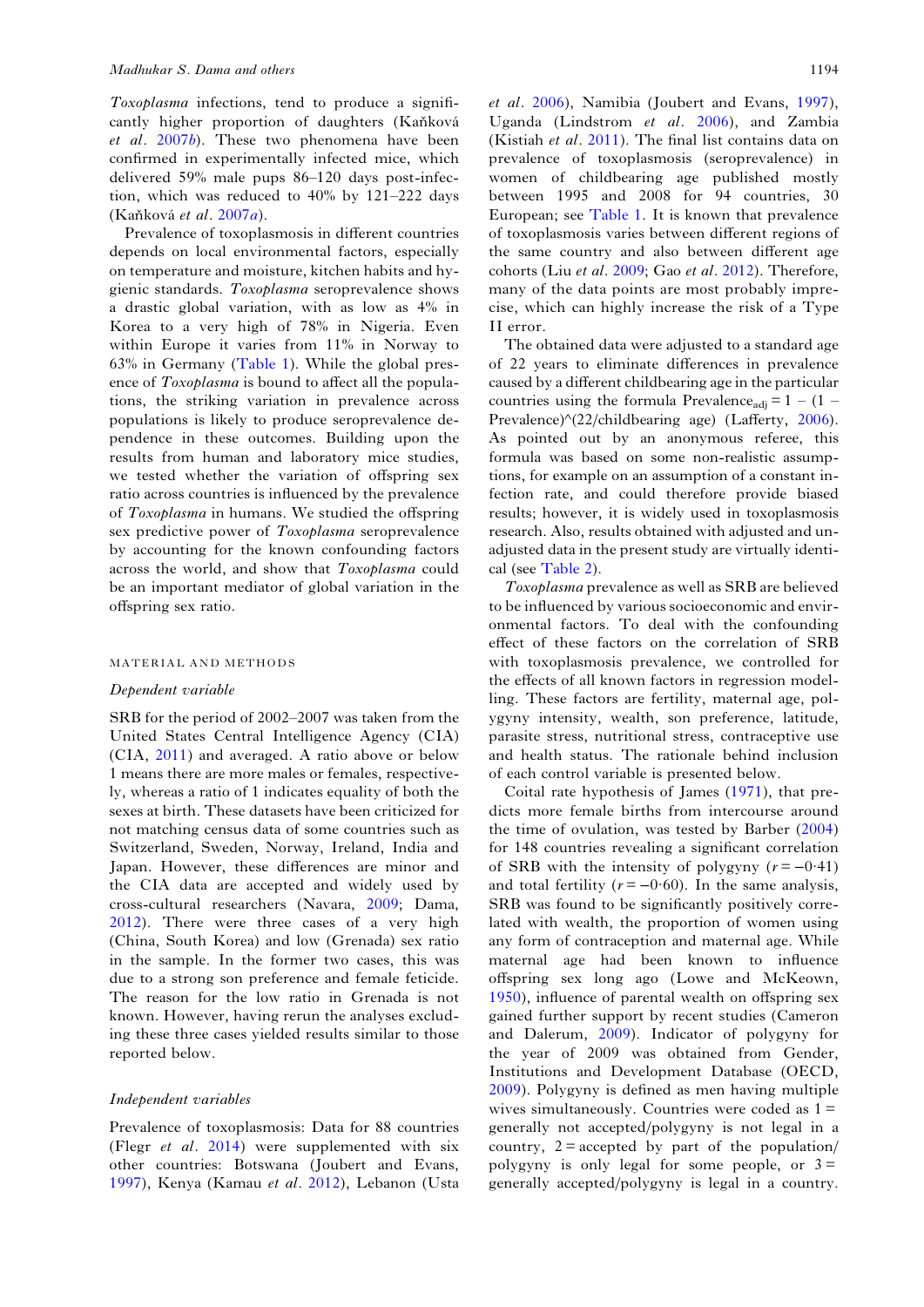*Toxoplasma* infections, tend to produce a significantly higher proportion of daughters (Kaňková *et al*. 2007*b*). These two phenomena have been confirmed in experimentally infected mice, which delivered 59% male pups 86–120 days post-infection, which was reduced to 40% by 121–222 days (Kaňková *et al*. 2007*a*).

Prevalence of toxoplasmosis in different countries depends on local environmental factors, especially on temperature and moisture, kitchen habits and hygienic standards. *Toxoplasma* seroprevalence shows a drastic global variation, with as low as 4% in Korea to a very high of 78% in Nigeria. Even within Europe it varies from 11% in Norway to 63% in Germany (Table 1). While the global presence of *Toxoplasma* is bound to affect all the populations, the striking variation in prevalence across populations is likely to produce seroprevalence dependence in these outcomes. Building upon the results from human and laboratory mice studies, we tested whether the variation of offspring sex ratio across countries is influenced by the prevalence of *Toxoplasma* in humans. We studied the offspring sex predictive power of *Toxoplasma* seroprevalence by accounting for the known confounding factors across the world, and show that *Toxoplasma* could be an important mediator of global variation in the offspring sex ratio.

## MATERIAL AND METHODS

### Dependent variable

SRB for the period of 2002–2007 was taken from the United States Central Intelligence Agency (CIA) (CIA, 2011) and averaged. A ratio above or below 1 means there are more males or females, respectively, whereas a ratio of 1 indicates equality of both the sexes at birth. These datasets have been criticized for not matching census data of some countries such as Switzerland, Sweden, Norway, Ireland, India and Japan. However, these differences are minor and the CIA data are accepted and widely used by cross-cultural researchers (Navara, 2009; Dama, 2012). There were three cases of a very high (China, South Korea) and low (Grenada) sex ratio in the sample. In the former two cases, this was due to a strong son preference and female feticide. The reason for the low ratio in Grenada is not known. However, having rerun the analyses excluding these three cases yielded results similar to those reported below.

### Independent variables

Prevalence of toxoplasmosis: Data for 88 countries (Flegr *et al*. 2014) were supplemented with six other countries: Botswana (Joubert and Evans, 1997), Kenya (Kamau *et al*. 2012), Lebanon (Usta *et al*. 2006), Namibia (Joubert and Evans, 1997), Uganda (Lindstrom *et al*. 2006), and Zambia (Kistiah *et al*. 2011). The final list contains data on prevalence of toxoplasmosis (seroprevalence) in women of childbearing age published mostly between 1995 and 2008 for 94 countries, 30 European; see Table 1. It is known that prevalence of toxoplasmosis varies between different regions of the same country and also between different age cohorts (Liu *et al*. 2009; Gao *et al*. 2012). Therefore, many of the data points are most probably imprecise, which can highly increase the risk of a Type II error.

The obtained data were adjusted to a standard age of 22 years to eliminate differences in prevalence caused by a different childbearing age in the particular countries using the formula $\text{Prevalence}_{\text{adj}} = 1 - (1 - \text{Prevalence})\text{\^{}}(22/\text{childbearing age})$ (Lafferty, 2006). As pointed out by an anonymous referee, this formula was based on some non-realistic assumptions, for example on an assumption of a constant infection rate, and therefore provide biased results; however, it is widely used in toxoplasmosis research. Also, results obtained with adjusted and unadjusted data in the present study are virtually identical (see Table 2).

*Toxoplasma* prevalence as well as SRB are believed to be influenced by various socioeconomic and environmental factors. To deal with the confounding effect of these factors on the correlation of SRB with toxoplasmosis prevalence, we controlled for the effects of all known factors in regression modelling. These factors are fertility, maternal age, polygyny intensity, wealth, son preference, latitude, parasite stress, nutritional stress, contraceptive use and health status. The rationale behind inclusion of each control variable is presented below.

Coital rate hypothesis of James (1971), that predicts more female births from intercourse around the time of ovulation, was tested by Barber (2004) for 148 countries revealing a significant correlation of SRB with the intensity of polygyny ($r = -0{\cdot}41$) and total fertility ($r = -0{\cdot}60$). In the same analysis, SRB was found to be significantly positively correlated with wealth, the proportion of women using any form of contraception and maternal age. While maternal age had been known to influence offspring sex long ago (Lowe and McKeown, 1950), influence of parental wealth on offspring sex gained further support by recent studies (Cameron and Dalerum, 2009). Indicator of polygyny for the year of 2009 was obtained from Gender, Institutions and Development Database (OECD, 2009). Polygyny is defined as men having multiple wives simultaneously. Countries were coded as 1 = generally not accepted/polygyny is not legal in a country, 2 = accepted by part of the population/polygyny is only legal for some people, or 3 = generally accepted/polygyny is legal in a country.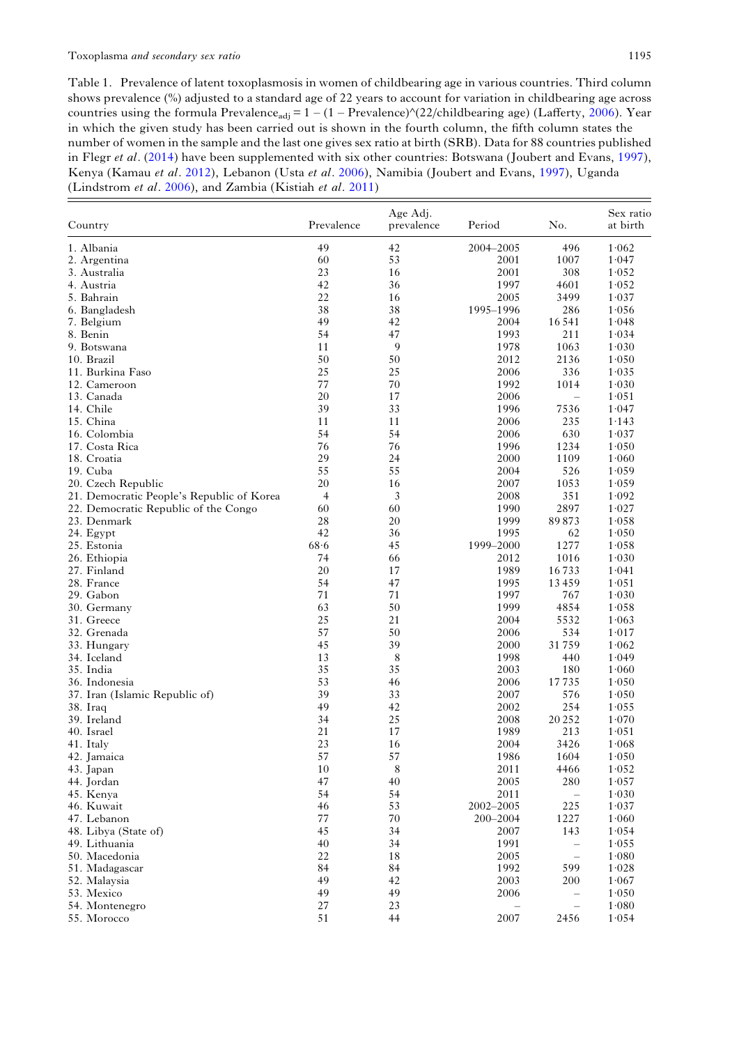Table 1. Prevalence of latent toxoplasmosis in women of childbearing age in various countries. Third column shows prevalence (%) adjusted to a standard age of 22 years to account for variation in childbearing age across countries using the formula $\text{Prevalence}_{\text{adj}} = 1 - (1 - \text{Prevalence})\text{\^{}}(22/\text{childbearing age})$ (Lafferty, 2006). Year in which the given study has been carried out is shown in the fourth column, the fifth column states the number of women in the sample and the last one gives sex ratio at birth (SRB). Data for 88 countries published in Flegr *et al*. (2014) have been supplemented with six other countries: Botswana (Joubert and Evans, 1997), Kenya (Kamau *et al*. 2012), Lebanon (Usta *et al*. 2006), Namibia (Joubert and Evans, 1997), Uganda (Lindstrom *et al*. 2006), and Zambia (Kistiah *et al*. 2011)

| Country | Prevalence | Age Adj. prevalence | Period | No. | Sex ratio at birth |
|---|---|---|---|---|---|
| 1. Albania | 49 | 42 | 2004–2005 | 496 | 1·062 |
| 2. Argentina | 60 | 53 | 2001 | 1007 | 1·047 |
| 3. Australia | 23 | 16 | 2001 | 308 | 1·052 |
| 4. Austria | 42 | 36 | 1997 | 4601 | 1·052 |
| 5. Bahrain | 22 | 16 | 2005 | 3499 | 1·037 |
| 6. Bangladesh | 38 | 38 | 1995–1996 | 286 | 1·056 |
| 7. Belgium | 49 | 42 | 2004 | 16 541 | 1·048 |
| 8. Benin | 54 | 47 | 1993 | 211 | 1·034 |
| 9. Botswana | 11 | 9 | 1978 | 1063 | 1·030 |
| 10. Brazil | 50 | 50 | 2012 | 2136 | 1·050 |
| 11. Burkina Faso | 25 | 25 | 2006 | 336 | 1·035 |
| 12. Cameroon | 77 | 70 | 1992 | 1014 | 1·030 |
| 13. Canada | 20 | 17 | 2006 | – | 1·051 |
| 14. Chile | 39 | 33 | 1996 | 7536 | 1·047 |
| 15. China | 11 | 11 | 2006 | 235 | 1·143 |
| 16. Colombia | 54 | 54 | 2006 | 630 | 1·037 |
| 17. Costa Rica | 76 | 76 | 1996 | 1234 | 1·050 |
| 18. Croatia | 29 | 24 | 2000 | 1109 | 1·060 |
| 19. Cuba | 55 | 55 | 2004 | 526 | 1·059 |
| 20. Czech Republic | 20 | 16 | 2007 | 1053 | 1·059 |
| 21. Democratic People's Republic of Korea | 4 | 3 | 2008 | 351 | 1·092 |
| 22. Democratic Republic of the Congo | 60 | 60 | 1990 | 2897 | 1·027 |
| 23. Denmark | 28 | 20 | 1999 | 89 873 | 1·058 |
| 24. Egypt | 42 | 36 | 1995 | 62 | 1·050 |
| 25. Estonia | 68·6 | 45 | 1999–2000 | 1277 | 1·058 |
| 26. Ethiopia | 74 | 66 | 2012 | 1016 | 1·030 |
| 27. Finland | 20 | 17 | 1989 | 16 733 | 1·041 |
| 28. France | 54 | 47 | 1995 | 13 459 | 1·051 |
| 29. Gabon | 71 | 71 | 1997 | 767 | 1·030 |
| 30. Germany | 63 | 50 | 1999 | 4854 | 1·058 |
| 31. Greece | 25 | 21 | 2004 | 5532 | 1·063 |
| 32. Grenada | 57 | 50 | 2006 | 534 | 1·017 |
| 33. Hungary | 45 | 39 | 2000 | 31 759 | 1·062 |
| 34. Iceland | 13 | 8 | 1998 | 440 | 1·049 |
| 35. India | 35 | 35 | 2003 | 180 | 1·060 |
| 36. Indonesia | 53 | 46 | 2006 | 17 735 | 1·050 |
| 37. Iran (Islamic Republic of) | 39 | 33 | 2007 | 576 | 1·050 |
| 38. Iraq | 49 | 42 | 2002 | 254 | 1·055 |
| 39. Ireland | 34 | 25 | 2008 | 20 252 | 1·070 |
| 40. Israel | 21 | 17 | 1989 | 213 | 1·051 |
| 41. Italy | 23 | 16 | 2004 | 3426 | 1·068 |
| 42. Jamaica | 57 | 57 | 1986 | 1604 | 1·050 |
| 43. Japan | 10 | 8 | 2011 | 4466 | 1·052 |
| 44. Jordan | 47 | 40 | 2005 | 280 | 1·057 |
| 45. Kenya | 54 | 54 | 2011 | – | 1·030 |
| 46. Kuwait | 46 | 53 | 2002–2005 | 225 | 1·037 |
| 47. Lebanon | 77 | 70 | 200–2004 | 1227 | 1·060 |
| 48. Libya (State of) | 45 | 34 | 2007 | 143 | 1·054 |
| 49. Lithuania | 40 | 34 | 1991 | – | 1·055 |
| 50. Macedonia | 22 | 18 | 2005 | – | 1·080 |
| 51. Madagascar | 84 | 84 | 1992 | 599 | 1·028 |
| 52. Malaysia | 49 | 42 | 2003 | 200 | 1·067 |
| 53. Mexico | 49 | 49 | 2006 | – | 1·050 |
| 54. Montenegro | 27 | 23 | – | – | 1·080 |
| 55. Morocco | 51 | 44 | 2007 | 2456 | 1·054 |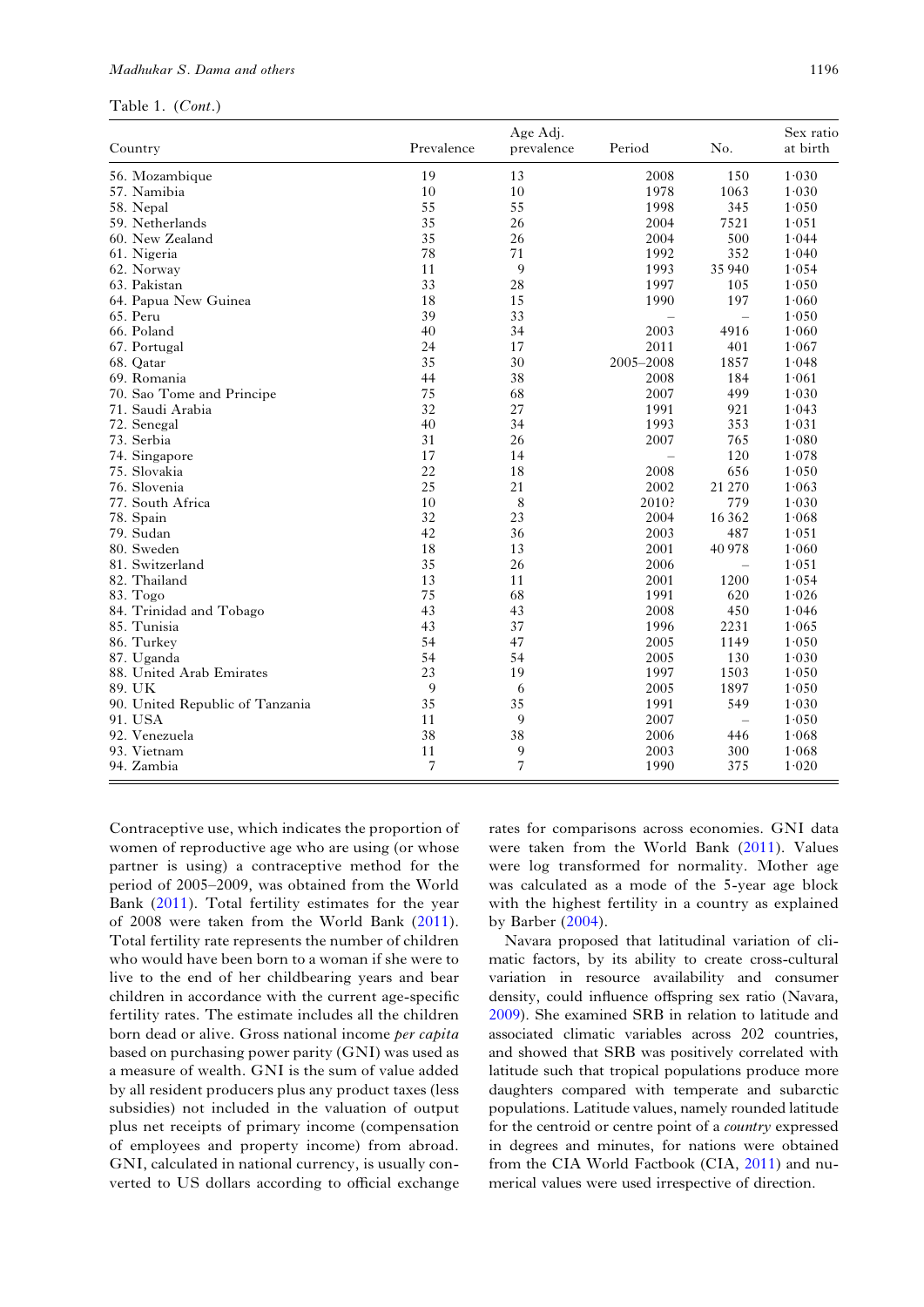Table 1. (*Cont*.)

| Country | Prevalence | Age Adj. prevalence | Period | No. | Sex ratio at birth |
|---|---|---|---|---|---|
| 56. Mozambique | 19 | 13 | 2008 | 150 | 1·030 |
| 57. Namibia | 10 | 10 | 1978 | 1063 | 1·030 |
| 58. Nepal | 55 | 55 | 1998 | 345 | 1·050 |
| 59. Netherlands | 35 | 26 | 2004 | 7521 | 1·051 |
| 60. New Zealand | 35 | 26 | 2004 | 500 | 1·044 |
| 61. Nigeria | 78 | 71 | 1992 | 352 | 1·040 |
| 62. Norway | 11 | 9 | 1993 | 35 940 | 1·054 |
| 63. Pakistan | 33 | 28 | 1997 | 105 | 1·050 |
| 64. Papua New Guinea | 18 | 15 | 1990 | 197 | 1·060 |
| 65. Peru | 39 | 33 | – | – | 1·050 |
| 66. Poland | 40 | 34 | 2003 | 4916 | 1·060 |
| 67. Portugal | 24 | 17 | 2011 | 401 | 1·067 |
| 68. Qatar | 35 | 30 | 2005–2008 | 1857 | 1·048 |
| 69. Romania | 44 | 38 | 2008 | 184 | 1·061 |
| 70. Sao Tome and Principe | 75 | 68 | 2007 | 499 | 1·030 |
| 71. Saudi Arabia | 32 | 27 | 1991 | 921 | 1·043 |
| 72. Senegal | 40 | 34 | 1993 | 353 | 1·031 |
| 73. Serbia | 31 | 26 | 2007 | 765 | 1·080 |
| 74. Singapore | 17 | 14 | – | 120 | 1·078 |
| 75. Slovakia | 22 | 18 | 2008 | 656 | 1·050 |
| 76. Slovenia | 25 | 21 | 2002 | 21 270 | 1·063 |
| 77. South Africa | 10 | 8 | 2010? | 779 | 1·030 |
| 78. Spain | 32 | 23 | 2004 | 16 362 | 1·068 |
| 79. Sudan | 42 | 36 | 2003 | 487 | 1·051 |
| 80. Sweden | 18 | 13 | 2001 | 40 978 | 1·060 |
| 81. Switzerland | 35 | 26 | 2006 | – | 1·051 |
| 82. Thailand | 13 | 11 | 2001 | 1200 | 1·054 |
| 83. Togo | 75 | 68 | 1991 | 620 | 1·026 |
| 84. Trinidad and Tobago | 43 | 43 | 2008 | 450 | 1·046 |
| 85. Tunisia | 43 | 37 | 1996 | 2231 | 1·065 |
| 86. Turkey | 54 | 47 | 2005 | 1149 | 1·050 |
| 87. Uganda | 54 | 54 | 2005 | 130 | 1·030 |
| 88. United Arab Emirates | 23 | 19 | 1997 | 1503 | 1·050 |
| 89. UK | 9 | 6 | 2005 | 1897 | 1·050 |
| 90. United Republic of Tanzania | 35 | 35 | 1991 | 549 | 1·030 |
| 91. USA | 11 | 9 | 2007 | – | 1·050 |
| 92. Venezuela | 38 | 38 | 2006 | 446 | 1·068 |
| 93. Vietnam | 11 | 9 | 2003 | 300 | 1·068 |
| 94. Zambia | 7 | 7 | 1990 | 375 | 1·020 |

Contraceptive use, which indicates the proportion of women of reproductive age who are using (or whose partner is using) a contraceptive method for the period of 2005–2009, was obtained from the World Bank (2011). Total fertility estimates for the year of 2008 were taken from the World Bank (2011). Total fertility rate represents the number of children who would have been born to a woman if she were to live to the end of her childbearing years and bear children in accordance with the current age-specific fertility rates. The estimate includes all the children born dead or alive. Gross national income *per capita* based on purchasing power parity (GNI) was used as a measure of wealth. GNI is the sum of value added by all resident producers plus any product taxes (less subsidies) not included in the valuation of output plus net receipts of primary income (compensation of employees and property income) from abroad. GNI, calculated in national currency, is usually converted to US dollars according to official exchange rates for comparisons across economies. GNI data were taken from the World Bank (2011). Values were log transformed for normality. Mother age was calculated as a mode of the 5-year age block with the highest fertility in a country as explained by Barber (2004).

Navara proposed that latitudinal variation of climatic factors, by its ability to create cross-cultural variation in resource availability and consumer density, could influence offspring sex ratio (Navara, 2009). She examined SRB in relation to latitude and associated climatic variables across 202 countries, and showed that SRB was positively correlated with latitude such that tropical populations produce more daughters compared with temperate and subarctic populations. Latitude values, namely rounded latitude for the centroid or centre point of a *country* expressed in degrees and minutes, for nations were obtained from the CIA World Factbook (CIA, 2011) and numerical values were used irrespective of direction.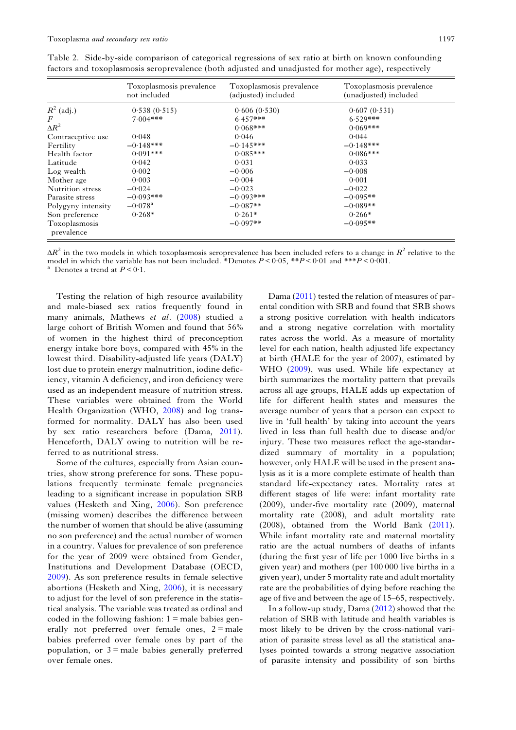Table 2. Side-by-side comparison of categorical regressions of sex ratio at birth on known confounding factors and toxoplasmosis seroprevalence (both adjusted and unadjusted for mother age), respectively

| | Toxoplasmosis prevalence not included | Toxoplasmosis prevalence (adjusted) included | Toxoplasmosis prevalence (unadjusted) included |
|---|---|---|---|
| $R^2$ (adj.) | 0·538 (0·515) | 0·606 (0·530) | 0·607 (0·531) |
| $F$ | 7·004*** | 6·457*** | 6·529*** |
| $\Delta R^2$ | | 0·068*** | 0·069*** |
| Contraceptive use | 0·048 | 0·046 | 0·044 |
| Fertility | −0·148*** | −0·145*** | −0·148*** |
| Health factor | 0·091*** | 0·085*** | 0·086*** |
| Latitude | 0·042 | 0·031 | 0·033 |
| Log wealth | 0·002 | −0·006 | −0·008 |
| Mother age | 0·003 | −0·004 | 0·001 |
| Nutrition stress | −0·024 | −0·023 | −0·022 |
| Parasite stress | −0·093*** | −0·093*** | −0·095** |
| Polygyny intensity | −0·078[a] | −0·087** | −0·089** |
| Son preference | 0·268* | 0·261* | 0·266* |
| Toxoplasmosis prevalence | | −0·097** | −0·095** |

$\Delta R^2$ in the two models in which toxoplasmosis seroprevalence has been included refers to a change in $R^2$ relative to the model in which the variable has not been included. *Denotes $P < 0·05$, **$P < 0·01$ and ***$P < 0·001$.
[a] Denotes a trend at $P < 0·1$.

Testing the relation of high resource availability and male-biased sex ratios frequently found in many animals, Mathews *et al*. (2008) studied a large cohort of British Women and found that 56% of women in the highest third of preconception energy intake bore boys, compared with 45% in the lowest third. Disability-adjusted life years (DALY) lost due to protein energy malnutrition, iodine deficiency, vitamin A deficiency, and iron deficiency were used as an independent measure of nutrition stress. These variables were obtained from the World Health Organization (WHO, 2008) and log transformed for normality. DALY has also been used by sex ratio researchers before (Dama, 2011). Henceforth, DALY owing to nutrition will be referred to as nutritional stress.

Some of the cultures, especially from Asian countries, show strong preference for sons. These populations frequently terminate female pregnancies leading to a significant increase in population SRB values (Hesketh and Xing, 2006). Son preference (missing women) describes the difference between the number of women that should be alive (assuming no son preference) and the actual number of women in a country. Values for prevalence of son preference for the year of 2009 were obtained from Gender, Institutions and Development Database (OECD, 2009). As son preference results in female selective abortions (Hesketh and Xing, 2006), it is necessary to adjust for the level of son preference in the statistical analysis. The variable was treated as ordinal and coded in the following fashion: 1 = male babies generally not preferred over female ones, 2 = male babies preferred over female ones by part of the population, or 3 = male babies generally preferred over female ones.

Dama (2011) tested the relation of measures of parental condition with SRB and found that SRB shows a strong positive correlation with health indicators and a strong negative correlation with mortality rates across the world. As a measure of mortality level for each nation, health adjusted life expectancy at birth (HALE for the year of 2007), estimated by WHO (2009), was used. While life expectancy at birth summarizes the mortality pattern that prevails across all age groups, HALE adds up expectation of life for different health states and measures the average number of years that a person can expect to live in 'full health' by taking into account the years lived in less than full health due to disease and/or injury. These two measures reflect the age-standardized summary of mortality in a population; however, only HALE will be used in the present analysis as it is a more complete estimate of health than standard life-expectancy rates. Mortality rates at different stages of life were: infant mortality rate (2009), under-five mortality rate (2009), maternal mortality rate (2008), and adult mortality rate (2008), obtained from the World Bank (2011). While infant mortality rate and maternal mortality ratio are the actual numbers of deaths of infants (during the first year of life per 1000 live births in a given year) and mothers (per 100 000 live births in a given year), under 5 mortality rate and adult mortality rate are the probabilities of dying before reaching the age of five and between the age of 15–65, respectively.

In a follow-up study, Dama (2012) showed that the relation of SRB with latitude and health variables is most likely to be driven by the cross-national variation of parasite stress level as all the statistical analyses pointed towards a strong negative association of parasite intensity and possibility of son births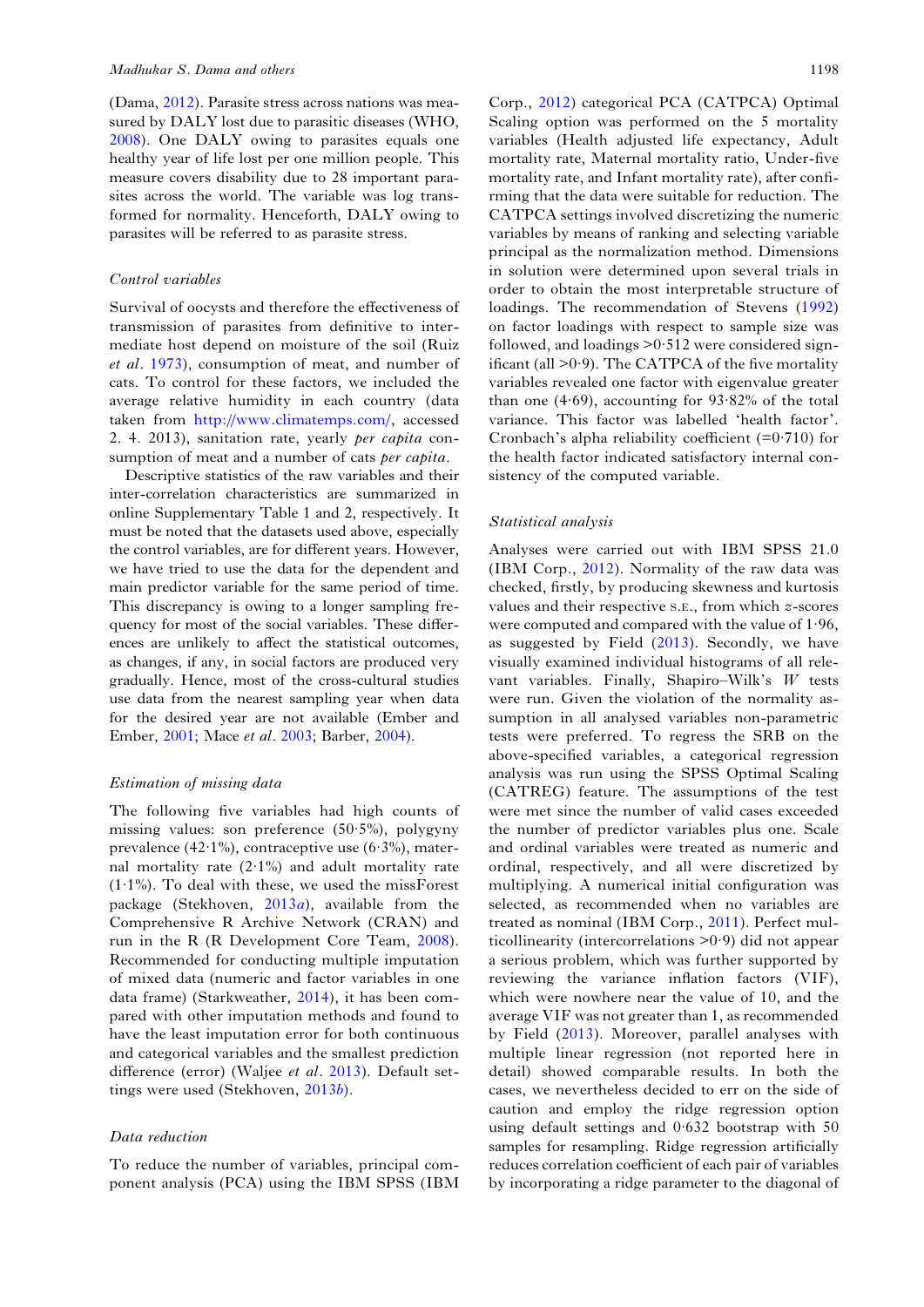(Dama, 2012). Parasite stress across nations was measured by DALY lost due to parasitic diseases (WHO, 2008). One DALY owing to parasites equals one healthy year of life lost per one million people. This measure covers disability due to 28 important parasites across the world. The variable was log transformed for normality. Henceforth, DALY owing to parasites will be referred to as parasite stress.

### *Control variables*

Survival of oocysts and therefore the effectiveness of transmission of parasites from definitive to intermediate host depend on moisture of the soil (Ruiz *et al*. 1973), consumption of meat, and number of cats. To control for these factors, we included the average relative humidity in each country (data taken from http://www.climatemps.com/, accessed 2. 4. 2013), sanitation rate, yearly *per capita* consumption of meat and a number of cats *per capita*.

Descriptive statistics of the raw variables and their inter-correlation characteristics are summarized in online Supplementary Table 1 and 2, respectively. It must be noted that the datasets used above, especially the control variables, are for different years. However, we have tried to use the data for the dependent and main predictor variable for the same period of time. This discrepancy is owing to a longer sampling frequency for most of the social variables. These differences are unlikely to affect the statistical outcomes, as changes, if any, in social factors are produced very gradually. Hence, most of the cross-cultural studies use data from the nearest sampling year when data for the desired year are not available (Ember and Ember, 2001; Mace *et al*. 2003; Barber, 2004).

### *Estimation of missing data*

The following five variables had high counts of missing values: son preference (50·5%), polygyny prevalence (42·1%), contraceptive use (6·3%), maternal mortality rate (2·1%) and adult mortality rate (1·1%). To deal with these, we used the missForest package (Stekhoven, 2013*a*), available from the Comprehensive R Archive Network (CRAN) and run in the R (R Development Core Team, 2008). Recommended for conducting multiple imputation of mixed data (numeric and factor variables in one data frame) (Starkweather, 2014), it has been compared with other imputation methods and found to have the least imputation error for both continuous and categorical variables and the smallest prediction difference (error) (Waljee *et al*. 2013). Default settings were used (Stekhoven, 2013*b*).

### *Data reduction*

To reduce the number of variables, principal component analysis (PCA) using the IBM SPSS (IBM Corp., 2012) categorical PCA (CATPCA) Optimal Scaling option was performed on the 5 mortality variables (Health adjusted life expectancy, Adult mortality rate, Maternal mortality ratio, Under-five mortality rate, and Infant mortality rate), after confirming that the data were suitable for reduction. The CATPCA settings involved discretizing the numeric variables by means of ranking and selecting variable principal as the normalization method. Dimensions in solution were determined upon several trials in order to obtain the most interpretable structure of loadings. The recommendation of Stevens (1992) on factor loadings with respect to sample size was followed, and loadings >0·512 were considered significant (all >0·9). The CATPCA of the five mortality variables revealed one factor with eigenvalue greater than one (4·69), accounting for 93·82% of the total variance. This factor was labelled 'health factor'. Cronbach's alpha reliability coefficient (=0·710) for the health factor indicated satisfactory internal consistency of the computed variable.

### *Statistical analysis*

Analyses were carried out with IBM SPSS 21.0 (IBM Corp., 2012). Normality of the raw data was checked, firstly, by producing skewness and kurtosis values and their respective S.E., from which $z$-scores were computed and compared with the value of 1·96, as suggested by Field (2013). Secondly, we have visually examined individual histograms of all relevant variables. Finally, Shapiro–Wilk's $W$ tests were run. Given the violation of the normality assumption in all analysed variables non-parametric tests were preferred. To regress the SRB on the above-specified variables, a categorical regression analysis was run using the SPSS Optimal Scaling (CATREG) feature. The assumptions of the test were met since the number of valid cases exceeded the number of predictor variables plus one. Scale and ordinal variables were treated as numeric and ordinal, respectively, and all were discretized by multiplying. A numerical initial configuration was selected, as recommended when no variables are treated as nominal (IBM Corp., 2011). Perfect multicollinearity (intercorrelations >0·9) did not appear a serious problem, which was further supported by reviewing the variance inflation factors (VIF), which were nowhere near the value of 10, and the average VIF was not greater than 1, as recommended by Field (2013). Moreover, parallel analyses with multiple linear regression (not reported here in detail) showed comparable results. In both the cases, we nevertheless decided to err on the side of caution and employ the ridge regression option using default settings and 0·632 bootstrap with 50 samples for resampling. Ridge regression artificially reduces correlation coefficient of each pair of variables by incorporating a ridge parameter to the diagonal of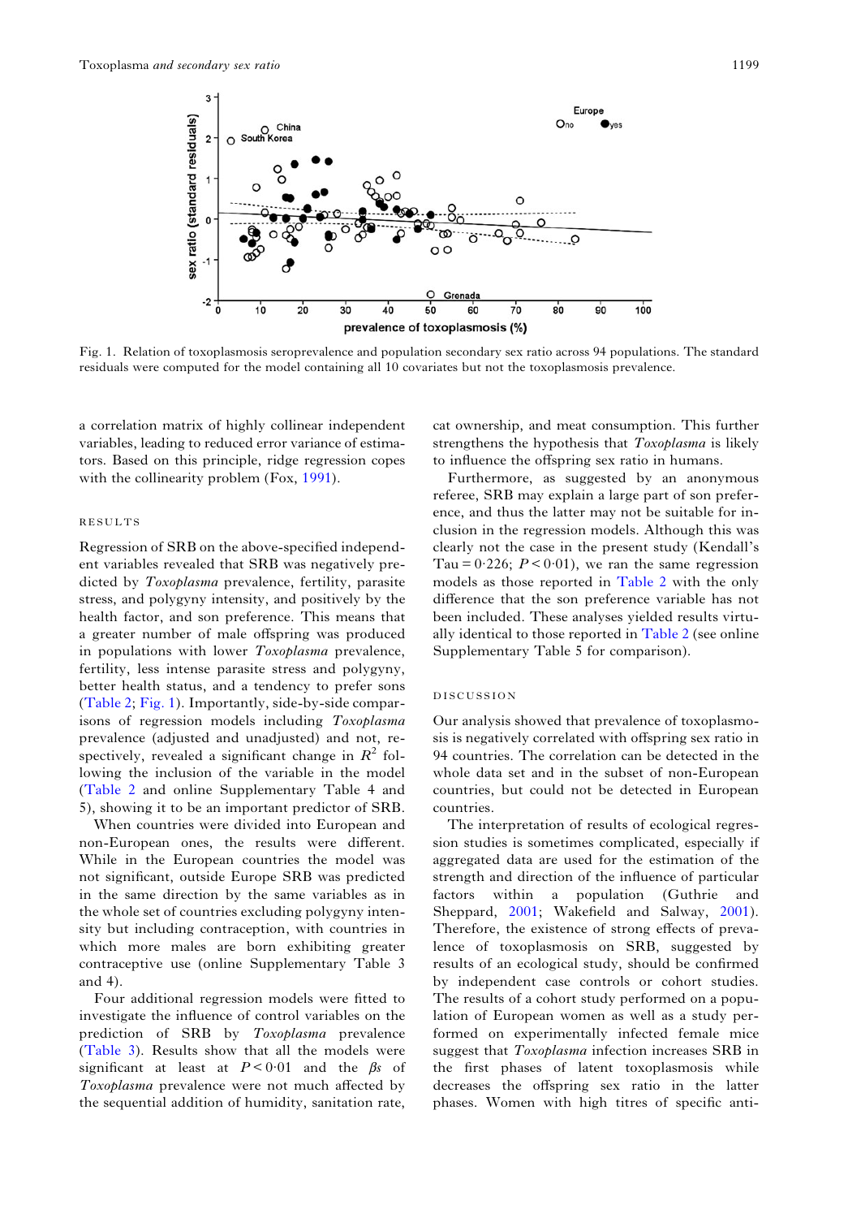Fig. 1. Relation of toxoplasmosis seroprevalence and population secondary sex ratio across 94 populations. The standard residuals were computed for the model containing all 10 covariates but not the toxoplasmosis prevalence.

a correlation matrix of highly collinear independent variables, leading to reduced error variance of estimators. Based on this principle, ridge regression copes with the collinearity problem (Fox, 1991).

## RESULTS

Regression of SRB on the above-specified independent variables revealed that SRB was negatively predicted by *Toxoplasma* prevalence, fertility, parasite stress, and polygyny intensity, and positively by the health factor, and son preference. This means that a greater number of male offspring was produced in populations with lower *Toxoplasma* prevalence, fertility, less intense parasite stress and polygyny, better health status, and a tendency to prefer sons (Table 2; Fig. 1). Importantly, side-by-side comparisons of regression models including *Toxoplasma* prevalence (adjusted and unadjusted) and not, respectively, revealed a significant change in $R^2$ following the inclusion of the variable in the model (Table 2 and online Supplementary Table 4 and 5), showing it to be an important predictor of SRB.

When countries were divided into European and non-European ones, the results were different. While in the European countries the model was not significant, outside Europe SRB was predicted in the same direction by the same variables as in the whole set of countries excluding polygyny intensity but including contraception, with countries in which more males are born exhibiting greater contraceptive use (online Supplementary Table 3 and 4).

Four additional regression models were fitted to investigate the influence of control variables on the prediction of SRB by *Toxoplasma* prevalence (Table 3). Results show that all the models were significant at least at $P < 0{\cdot}01$ and the $\beta s$ of *Toxoplasma* prevalence were not much affected by the sequential addition of humidity, sanitation rate, cat ownership, and meat consumption. This further strengthens the hypothesis that *Toxoplasma* is likely to influence the offspring sex ratio in humans.

Furthermore, as suggested by an anonymous referee, SRB may explain a large part of son preference, and thus the latter may not be suitable for inclusion in the regression models. Although this was clearly not the case in the present study (Kendall's Tau $= 0{\cdot}226$; $P < 0{\cdot}01$), we ran the same regression models as those reported in Table 2 with the only difference that the son preference variable has not been included. These analyses yielded results virtually identical to those reported in Table 2 (see online Supplementary Table 5 for comparison).

## DISCUSSION

Our analysis showed that prevalence of toxoplasmosis is negatively correlated with offspring sex ratio in 94 countries. The correlation can be detected in the whole data set and in the subset of non-European countries, but could not be detected in European countries.

The interpretation of results of ecological regression studies is sometimes complicated, especially if aggregated data are used for the estimation of the strength and direction of the influence of particular factors within a population (Guthrie and Sheppard, 2001; Wakefield and Salway, 2001). Therefore, the existence of strong effects of prevalence of toxoplasmosis on SRB, suggested by results of an ecological study, should be confirmed by independent case controls or cohort studies. The results of a cohort study performed on a population of European women as well as a study performed on experimentally infected female mice suggest that *Toxoplasma* infection increases SRB in the first phases of latent toxoplasmosis while decreases the offspring sex ratio in the latter phases. Women with high titres of specific anti-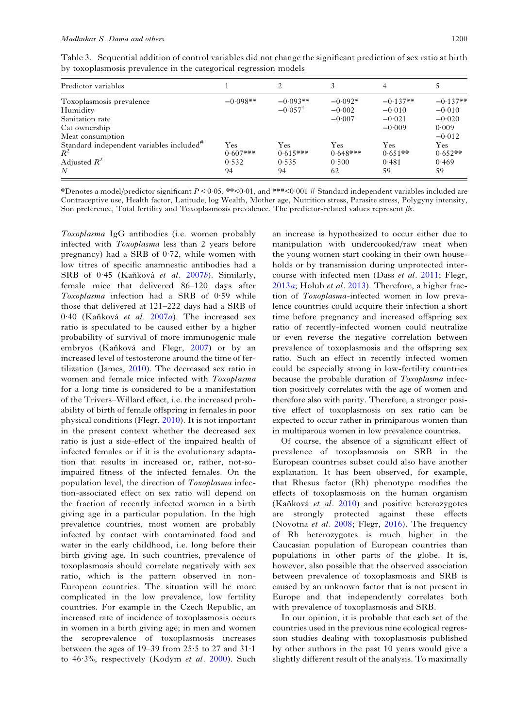Table 3. Sequential addition of control variables did not change the significant prediction of sex ratio at birth by toxoplasmosis prevalence in the categorical regression models

| Predictor variables | 1 | 2 | 3 | 4 | 5 |
|---|---|---|---|---|---|
| Toxoplasmosis prevalence | −0·098** | −0·093** | −0·092* | −0·137** | −0·137** |
| Humidity | | −0·057† | −0·002 | −0·010 | −0·010 |
| Sanitation rate | | | −0·007 | −0·021 | −0·020 |
| Cat ownership | | | | −0·009 | 0·009 |
| Meat consumption | | | | | −0·012 |
| Standard independent variables included# | Yes | Yes | Yes | Yes | Yes |
| $R^2$ | 0·607*** | 0·615*** | 0·648*** | 0·651** | 0·652** |
| Adjusted $R^2$ | 0·532 | 0·535 | 0·500 | 0·481 | 0·469 |
| $N$ | 94 | 94 | 62 | 59 | 59 |

*Denotes a model/predictor significant $P < 0·05$, **<0·01, and ***<0·001 # Standard independent variables included are Contraceptive use, Health factor, Latitude, log Wealth, Mother age, Nutrition stress, Parasite stress, Polygyny intensity, Son preference, Total fertility and Toxoplasmosis prevalence. The predictor-related values represent *β*s.

*Toxoplasma* IgG antibodies (i.e. women probably infected with *Toxoplasma* less than 2 years before pregnancy) had a SRB of 0·72, while women with low titres of specific anamnestic antibodies had a SRB of 0·45 (Kaňková *et al*. 2007*b*). Similarly, female mice that delivered 86–120 days after *Toxoplasma* infection had a SRB of 0·59 while those that delivered at 121–222 days had a SRB of 0·40 (Kaňková *et al*. 2007*a*). The increased sex ratio is speculated to be caused either by a higher probability of survival of more immunogenic male embryos (Kaňková and Flegr, 2007) or by an increased level of testosterone around the time of fertilization (James, 2010). The decreased sex ratio in women and female mice infected with *Toxoplasma* for a long time is considered to be a manifestation of the Trivers–Willard effect, i.e. the increased probability of birth of female offspring in females in poor physical conditions (Flegr, 2010). It is not important in the present context whether the decreased sex ratio is just a side-effect of the impaired health of infected females or if it is the evolutionary adaptation that results in increased or, rather, not-so-impaired fitness of the infected females. On the population level, the direction of *Toxoplasma* infection-associated effect on sex ratio will depend on the fraction of recently infected women in a birth giving age in a particular population. In the high prevalence countries, most women are probably infected by contact with contaminated food and water in the early childhood, i.e. long before their birth giving age. In such countries, prevalence of toxoplasmosis should correlate negatively with sex ratio, which is the pattern observed in non-European countries. The situation will be more complicated in the low prevalence, low fertility countries. For example in the Czech Republic, an increased rate of incidence of toxoplasmosis occurs in women in a birth giving age; in men and women the seroprevalence of toxoplasmosis increases between the ages of 19–39 from 25·5 to 27 and 31·1 to 46·3%, respectively (Kodym *et al*. 2000). Such an increase is hypothesized to occur either due to manipulation with undercooked/raw meat when the young women start cooking in their own households or by transmission during unprotected intercourse with infected men (Dass *et al*. 2011; Flegr, 2013*a*; Holub *et al*. 2013). Therefore, a higher fraction of *Toxoplasma*-infected women in low prevalence countries could acquire their infection a short time before pregnancy and increased offspring sex ratio of recently-infected women could neutralize or even reverse the negative correlation between prevalence of toxoplasmosis and the offspring sex ratio. Such an effect in recently infected women could be especially strong in low-fertility countries because the probable duration of *Toxoplasma* infection positively correlates with the age of women and therefore also with parity. Therefore, a stronger positive effect of toxoplasmosis on sex ratio can be expected to occur rather in primiparous women than in multiparous women in low prevalence countries.

Of course, the absence of a significant effect of prevalence of toxoplasmosis on SRB in the European countries subset could also have another explanation. It has been observed, for example, that Rhesus factor (Rh) phenotype modifies the effects of toxoplasmosis on the human organism (Kaňková *et al*. 2010) and positive heterozygotes are strongly protected against these effects (Novotna *et al*. 2008; Flegr, 2016). The frequency of Rh heterozygotes is much higher in the Caucasian population of European countries than populations in other parts of the globe. It is, however, also possible that the observed association between prevalence of toxoplasmosis and SRB is caused by an unknown factor that is not present in Europe and that independently correlates both with prevalence of toxoplasmosis and SRB.

In our opinion, it is probable that each set of the countries used in the previous nine ecological regression studies dealing with toxoplasmosis published by other authors in the past 10 years would give a slightly different result of the analysis. To maximally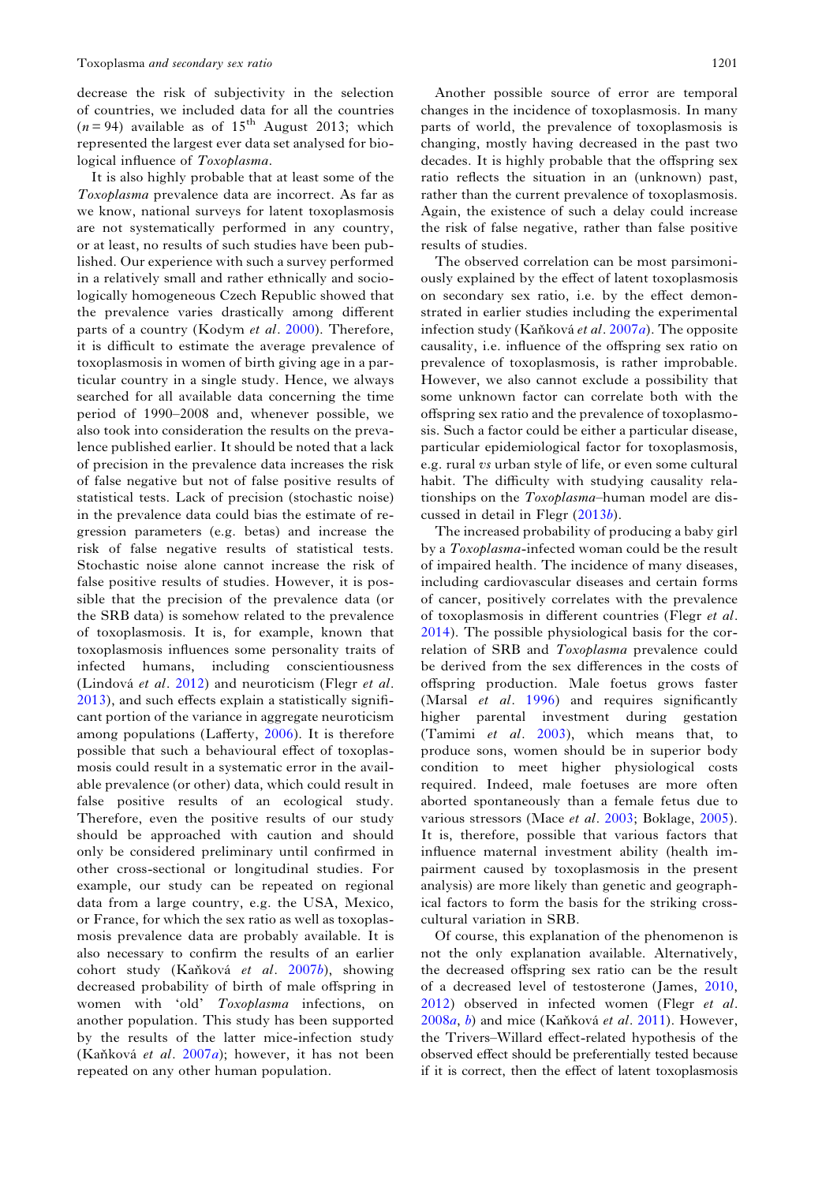decrease the risk of subjectivity in the selection of countries, we included data for all the countries ($n = 94$) available as of 15[th] August 2013; which represented the largest ever data set analysed for biological influence of *Toxoplasma*.

It is also highly probable that at least some of the *Toxoplasma* prevalence data are incorrect. As far as we know, national surveys for latent toxoplasmosis are not systematically performed in any country, or at least, no results of such studies have been published. Our experience with such a survey performed in a relatively small and rather ethnically and sociologically homogeneous Czech Republic showed that the prevalence varies drastically among different parts of a country (Kodym *et al*. 2000). Therefore, it is difficult to estimate the average prevalence of toxoplasmosis in women of birth giving age in a particular country in a single study. Hence, we always searched for all available data concerning the time period of 1990–2008 and, whenever possible, we also took into consideration the results on the prevalence published earlier. It should be noted that a lack of precision in the prevalence data increases the risk of false negative but not of false positive results of statistical tests. Lack of precision (stochastic noise) in the prevalence data could bias the estimate of regression parameters (e.g. betas) and increase the risk of false negative results of statistical tests. Stochastic noise alone cannot increase the risk of false positive results of studies. However, it is possible that the precision of the prevalence data (or the SRB data) is somehow related to the prevalence of toxoplasmosis. It is, for example, known that toxoplasmosis influences some personality traits of infected humans, including conscientiousness (Lindová *et al*. 2012) and neuroticism (Flegr *et al*. 2013), and such effects explain a statistically significant portion of the variance in aggregate neuroticism among populations (Lafferty, 2006). It is therefore possible that such a behavioural effect of toxoplasmosis could result in a systematic error in the available prevalence (or other) data, which could result in false positive results of an ecological study. Therefore, even the positive results of our study should be approached with caution and should only be considered preliminary until confirmed in other cross-sectional or longitudinal studies. For example, our study can be repeated on regional data from a large country, e.g. the USA, Mexico, or France, for which the sex ratio as well as toxoplasmosis prevalence data are probably available. It is also necessary to confirm the results of an earlier cohort study (Kaňková *et al*. 2007*b*), showing decreased probability of birth of male offspring in women with 'old' *Toxoplasma* infections, on another population. This study has been supported by the results of the latter mice-infection study (Kaňková *et al*. 2007*a*); however, it has not been repeated on any other human population.

Another possible source of error are temporal changes in the incidence of toxoplasmosis. In many parts of world, the prevalence of toxoplasmosis is changing, mostly having decreased in the past two decades. It is highly probable that the offspring sex ratio reflects the situation in an (unknown) past, rather than the current prevalence of toxoplasmosis. Again, the existence of such a delay could increase the risk of false negative, rather than false positive results of studies.

The observed correlation can be most parsimoniously explained by the effect of latent toxoplasmosis on secondary sex ratio, i.e. by the effect demonstrated in earlier studies including the experimental infection study (Kaňková *et al*. 2007*a*). The opposite causality, i.e. influence of the offspring sex ratio on prevalence of toxoplasmosis, is rather improbable. However, we also cannot exclude a possibility that some unknown factor can correlate both with the offspring sex ratio and the prevalence of toxoplasmosis. Such a factor could be either a particular disease, particular epidemiological factor for toxoplasmosis, e.g. rural *vs* urban style of life, or even some cultural habit. The difficulty with studying causality relationships on the *Toxoplasma*–human model are discussed in detail in Flegr (2013*b*).

The increased probability of producing a baby girl by a *Toxoplasma*-infected woman could be the result of impaired health. The incidence of many diseases, including cardiovascular diseases and certain forms of cancer, positively correlates with the prevalence of toxoplasmosis in different countries (Flegr *et al*. 2014). The possible physiological basis for the correlation of SRB and *Toxoplasma* prevalence could be derived from the sex differences in the costs of offspring production. Male foetus grows faster (Marsal *et al*. 1996) and requires significantly higher parental investment during gestation (Tamimi *et al*. 2003), which means that, to produce sons, women should be in superior body condition to meet higher physiological costs required. Indeed, male foetuses are more often aborted spontaneously than a female fetus due to various stressors (Mace *et al*. 2003; Boklage, 2005). It is, therefore, possible that various factors that influence maternal investment ability (health impairment caused by toxoplasmosis in the present analysis) are more likely than genetic and geographical factors to form the basis for the striking cross-cultural variation in SRB.

Of course, this explanation of the phenomenon is not the only explanation available. Alternatively, the decreased offspring sex ratio can be the result of a decreased level of testosterone (James, 2010, 2012) observed in infected women (Flegr *et al*. 2008*a*, *b*) and mice (Kaňková *et al*. 2011). However, the Trivers–Willard effect-related hypothesis of the observed effect should be preferentially tested because if it is correct, then the effect of latent toxoplasmosis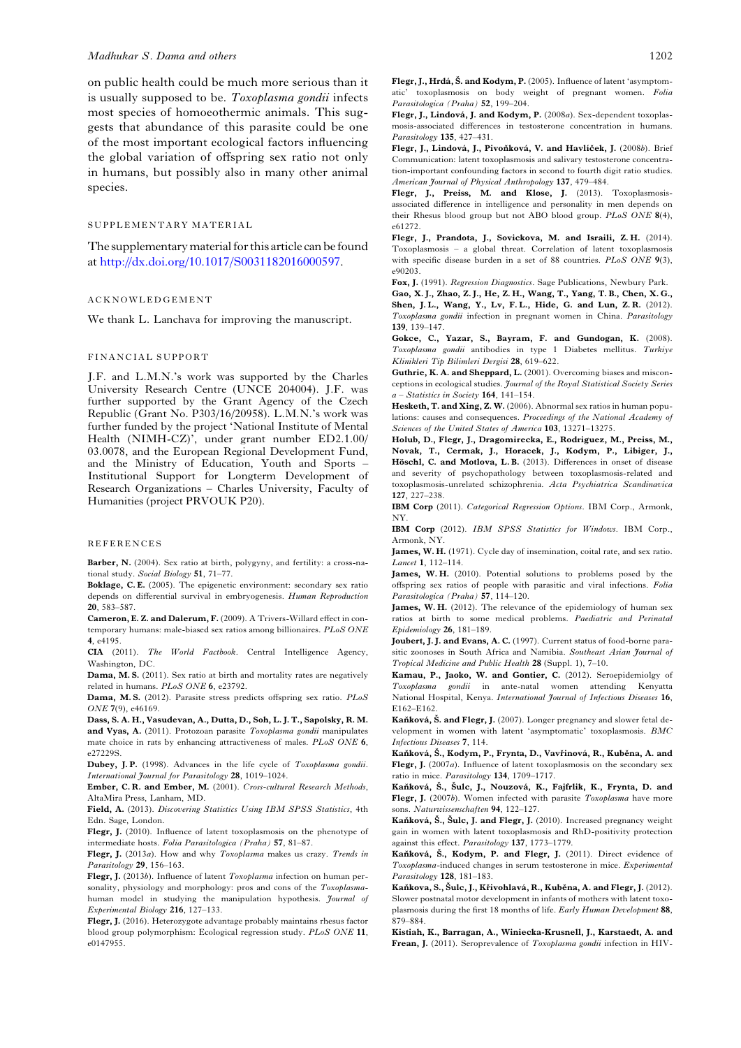on public health could be much more serious than it is usually supposed to be. *Toxoplasma gondii* infects most species of homoeothermic animals. This suggests that abundance of this parasite could be one of the most important ecological factors influencing the global variation of offspring sex ratio not only in humans, but possibly also in many other animal species.

## SUPPLEMENTARY MATERIAL

The supplementary material for this article can be found at http://dx.doi.org/10.1017/S0031182016000597.

## ACKNOWLEDGEMENT

We thank L. Lanchava for improving the manuscript.

## FINANCIAL SUPPORT

J.F. and L.M.N.'s work was supported by the Charles University Research Centre (UNCE 204004). J.F. was further supported by the Grant Agency of the Czech Republic (Grant No. P303/16/20958). L.M.N.'s work was further funded by the project 'National Institute of Mental Health (NIMH-CZ)', under grant number ED2.1.00/03.0078, and the European Regional Development Fund, and the Ministry of Education, Youth and Sports – Institutional Support for Longterm Development of Research Organizations – Charles University, Faculty of Humanities (project PRVOUK P20).

## REFERENCES

**Barber, N.** (2004). Sex ratio at birth, polygyny, and fertility: a cross-national study. *Social Biology* **51**, 71–77.

**Boklage, C. E.** (2005). The epigenetic environment: secondary sex ratio depends on differential survival in embryogenesis. *Human Reproduction* **20**, 583–587.

**Cameron, E. Z. and Dalerum, F.** (2009). A Trivers-Willard effect in contemporary humans: male-biased sex ratios among billionaires. *PLoS ONE* **4**, e4195.

**CIA** (2011). *The World Factbook*. Central Intelligence Agency, Washington, DC.

**Dama, M. S.** (2011). Sex ratio at birth and mortality rates are negatively related in humans. *PLoS ONE* **6**, e23792.

**Dama, M. S.** (2012). Parasite stress predicts offspring sex ratio. *PLoS ONE* **7**(9), e46169.

**Dass, S. A. H., Vasudevan, A., Dutta, D., Soh, L. J. T., Sapolsky, R. M. and Vyas, A.** (2011). Protozoan parasite *Toxoplasma gondii* manipulates mate choice in rats by enhancing attractiveness of males. *PLoS ONE* **6**, e27229S.

**Dubey, J. P.** (1998). Advances in the life cycle of *Toxoplasma gondii*. *International Journal for Parasitology* **28**, 1019–1024.

**Ember, C. R. and Ember, M.** (2001). *Cross-cultural Research Methods*, AltaMira Press, Lanham, MD.

**Field, A.** (2013). *Discovering Statistics Using IBM SPSS Statistics*, 4th Edn. Sage, London.

**Flegr, J.** (2010). Influence of latent toxoplasmosis on the phenotype of intermediate hosts. *Folia Parasitologica (Praha)* **57**, 81–87.

**Flegr, J.** (2013*a*). How and why *Toxoplasma* makes us crazy. *Trends in Parasitology* **29**, 156–163.

**Flegr, J.** (2013*b*). Influence of latent *Toxoplasma* infection on human personality, physiology and morphology: pros and cons of the *Toxoplasma*-human model in studying the manipulation hypothesis. *Journal of Experimental Biology* **216**, 127–133.

**Flegr, J.** (2016). Heterozygote advantage probably maintains rhesus factor blood group polymorphism: Ecological regression study. *PLoS ONE* **11**, e0147955.

**Flegr, J., Hrdá, Š. and Kodym, P.** (2005). Influence of latent 'asymptomatic' toxoplasmosis on body weight of pregnant women. *Folia Parasitologica (Praha)* **52**, 199–204.

**Flegr, J., Lindová, J. and Kodym, P.** (2008*a*). Sex-dependent toxoplasmosis-associated differences in testosterone concentration in humans. *Parasitology* **135**, 427–431.

**Flegr, J., Lindová, J., Pivoňková, V. and Havlíček, J.** (2008*b*). Brief Communication: latent toxoplasmosis and salivary testosterone concentration-important confounding factors in second to fourth digit ratio studies. *American Journal of Physical Anthropology* **137**, 479–484.

**Flegr, J., Preiss, M. and Klose, J.** (2013). Toxoplasmosis-associated difference in intelligence and personality in men depends on their Rhesus blood group but not ABO blood group. *PLoS ONE* **8**(4), e61272.

**Flegr, J., Prandota, J., Sovickova, M. and Israili, Z. H.** (2014). Toxoplasmosis – a global threat. Correlation of latent toxoplasmosis with specific disease burden in a set of 88 countries. *PLoS ONE* **9**(3), e90203.

**Fox, J.** (1991). *Regression Diagnostics*. Sage Publications, Newbury Park.

**Gao, X. J., Zhao, Z. J., He, Z. H., Wang, T., Yang, T. B., Chen, X. G., Shen, J. L., Wang, Y., Lv, F. L., Hide, G. and Lun, Z. R.** (2012). *Toxoplasma gondii* infection in pregnant women in China. *Parasitology* **139**, 139–147.

**Gokce, C., Yazar, S., Bayram, F. and Gundogan, K.** (2008). *Toxoplasma gondii* antibodies in type 1 Diabetes mellitus. *Turkiye Klinikleri Tip Bilimleri Dergisi* **28**, 619–622.

**Guthrie, K. A. and Sheppard, L.** (2001). Overcoming biases and misconceptions in ecological studies. *Journal of the Royal Statistical Society Series a – Statistics in Society* **164**, 141–154.

**Hesketh, T. and Xing, Z. W.** (2006). Abnormal sex ratios in human populations: causes and consequences. *Proceedings of the National Academy of Sciences of the United States of America* **103**, 13271–13275.

**Holub, D., Flegr, J., Dragomirecka, E., Rodriguez, M., Preiss, M., Novak, T., Cermak, J., Horacek, J., Kodym, P., Libiger, J., Höschl, C. and Motlova, L. B.** (2013). Differences in onset of disease and severity of psychopathology between toxoplasmosis-related and toxoplasmosis-unrelated schizophrenia. *Acta Psychiatrica Scandinavica* **127**, 227–238.

**IBM Corp** (2011). *Categorical Regression Options*. IBM Corp., Armonk, NY.

**IBM Corp** (2012). *IBM SPSS Statistics for Windows*. IBM Corp., Armonk, NY.

**James, W. H.** (1971). Cycle day of insemination, coital rate, and sex ratio. *Lancet* **1**, 112–114.

**James, W. H.** (2010). Potential solutions to problems posed by the offspring sex ratios of people with parasitic and viral infections. *Folia Parasitologica (Praha)* **57**, 114–120.

**James, W. H.** (2012). The relevance of the epidemiology of human sex ratios at birth to some medical problems. *Paediatric and Perinatal Epidemiology* **26**, 181–189.

**Joubert, J. J. and Evans, A. C.** (1997). Current status of food-borne parasitic zoonoses in South Africa and Namibia. *Southeast Asian Journal of Tropical Medicine and Public Health* **28** (Suppl. 1), 7–10.

**Kamau, P., Jaoko, W. and Gontier, C.** (2012). Seroepidemiolgy of *Toxoplasma gondii* in ante-natal women attending Kenyatta National Hospital, Kenya. *International Journal of Infectious Diseases* **16**, E162–E162.

**Kaňková, Š. and Flegr, J.** (2007). Longer pregnancy and slower fetal development in women with latent 'asymptomatic' toxoplasmosis. *BMC Infectious Diseases* **7**, 114.

**Kaňková, Š., Kodym, P., Frynta, D., Vavřinová, R., Kuběna, A. and Flegr, J.** (2007*a*). Influence of latent toxoplasmosis on the secondary sex ratio in mice. *Parasitology* **134**, 1709–1717.

**Kaňková, Š., Šulc, J., Nouzová, K., Fajfrlík, K., Frynta, D. and Flegr, J.** (2007*b*). Women infected with parasite *Toxoplasma* have more sons. *Naturwissenschaften* **94**, 122–127.

**Kaňková, Š., Šulc, J. and Flegr, J.** (2010). Increased pregnancy weight gain in women with latent toxoplasmosis and RhD-positivity protection against this effect. *Parasitology* **137**, 1773–1779.

**Kaňková, Š., Kodym, P. and Flegr, J.** (2011). Direct evidence of *Toxoplasma*-induced changes in serum testosterone in mice. *Experimental Parasitology* **128**, 181–183.

**Kaňkova, S., Šulc, J., Křivohlavá, R., Kuběna, A. and Flegr, J.** (2012). Slower postnatal motor development in infants of mothers with latent toxoplasmosis during the first 18 months of life. *Early Human Development* **88**, 879–884.

**Kistiah, K., Barragan, A., Winiecka-Krusnell, J., Karstaedt, A. and Frean, J.** (2011). Seroprevalence of *Toxoplasma gondii* infection in HIV-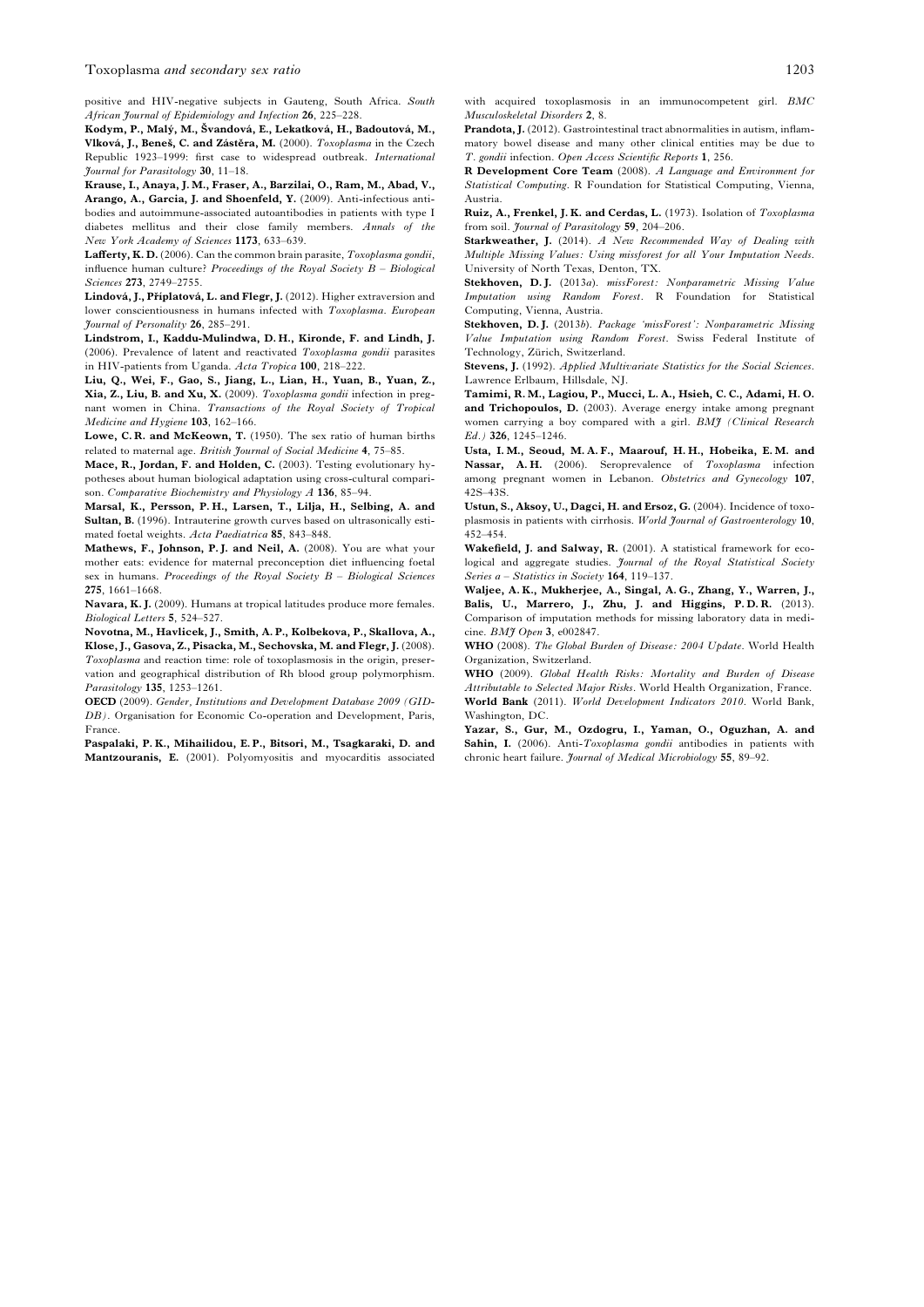positive and HIV-negative subjects in Gauteng, South Africa. *South African Journal of Epidemiology and Infection* **26**, 225–228.

**Kodym, P., Malý, M., Švandová, E., Lekatková, H., Badoutová, M., Vlková, J., Beneš, C. and Zástěra, M.** (2000). *Toxoplasma* in the Czech Republic 1923–1999: first case to widespread outbreak. *International Journal for Parasitology* **30**, 11–18.

**Krause, I., Anaya, J. M., Fraser, A., Barzilai, O., Ram, M., Abad, V., Arango, A., Garcia, J. and Shoenfeld, Y.** (2009). Anti-infectious antibodies and autoimmune-associated autoantibodies in patients with type I diabetes mellitus and their close family members. *Annals of the New York Academy of Sciences* **1173**, 633–639.

**Lafferty, K. D.** (2006). Can the common brain parasite, *Toxoplasma gondii*, influence human culture? *Proceedings of the Royal Society B – Biological Sciences* **273**, 2749–2755.

**Lindová, J., Příplatová, L. and Flegr, J.** (2012). Higher extraversion and lower conscientiousness in humans infected with *Toxoplasma*. *European Journal of Personality* **26**, 285–291.

**Lindstrom, I., Kaddu-Mulindwa, D. H., Kironde, F. and Lindh, J.** (2006). Prevalence of latent and reactivated *Toxoplasma gondii* parasites in HIV-patients from Uganda. *Acta Tropica* **100**, 218–222.

**Liu, Q., Wei, F., Gao, S., Jiang, L., Lian, H., Yuan, B., Yuan, Z., Xia, Z., Liu, B. and Xu, X.** (2009). *Toxoplasma gondii* infection in pregnant women in China. *Transactions of the Royal Society of Tropical Medicine and Hygiene* **103**, 162–166.

**Lowe, C. R. and McKeown, T.** (1950). The sex ratio of human births related to maternal age. *British Journal of Social Medicine* **4**, 75–85.

**Mace, R., Jordan, F. and Holden, C.** (2003). Testing evolutionary hypotheses about human biological adaptation using cross-cultural comparison. *Comparative Biochemistry and Physiology A* **136**, 85–94.

**Marsal, K., Persson, P. H., Larsen, T., Lilja, H., Selbing, A. and Sultan, B.** (1996). Intrauterine growth curves based on ultrasonically estimated foetal weights. *Acta Paediatrica* **85**, 843–848.

**Mathews, F., Johnson, P. J. and Neil, A.** (2008). You are what your mother eats: evidence for maternal preconception diet influencing foetal sex in humans. *Proceedings of the Royal Society B – Biological Sciences* **275**, 1661–1668.

**Navara, K. J.** (2009). Humans at tropical latitudes produce more females. *Biological Letters* **5**, 524–527.

**Novotna, M., Havlicek, J., Smith, A. P., Kolbekova, P., Skallova, A., Klose, J., Gasova, Z., Pisacka, M., Sechovska, M. and Flegr, J.** (2008). *Toxoplasma* and reaction time: role of toxoplasmosis in the origin, preservation and geographical distribution of Rh blood group polymorphism. *Parasitology* **135**, 1253–1261.

**OECD** (2009). *Gender, Institutions and Economic Development Database 2009 (GID-DB)*. Organisation for Economic Co-operation and Development, Paris, France.

**Paspalaki, P. K., Mihailidou, E. P., Bitsori, M., Tsagkaraki, D. and Mantzouranis, E.** (2001). Polyomyositis and myocarditis associated with acquired toxoplasmosis in an immunocompetent girl. *BMC Musculoskeletal Disorders* **2**, 8.

**Prandota, J.** (2012). Gastrointestinal tract abnormalities in autism, inflammatory bowel disease and many other clinical entities may be due to *T. gondii* infection. *Open Access Scientific Reports* **1**, 256.

**R Development Core Team** (2008). *A Language and Environment for Statistical Computing*. R Foundation for Statistical Computing, Vienna, Austria.

**Ruiz, A., Frenkel, J. K. and Cerdas, L.** (1973). Isolation of *Toxoplasma* from soil. *Journal of Parasitology* **59**, 204–206.

**Starkweather, J.** (2014). *A New Recommended Way of Dealing with Multiple Missing Values: Using missforest for all Your Imputation Needs*. University of North Texas, Denton, TX.

**Stekhoven, D. J.** (2013*a*). *missForest: Nonparametric Missing Value Imputation using Random Forest*. R Foundation for Statistical Computing, Vienna, Austria.

**Stekhoven, D. J.** (2013*b*). *Package 'missForest': Nonparametric Missing Value Imputation using Random Forest*. Swiss Federal Institute of Technology, Zürich, Switzerland.

**Stevens, J.** (1992). *Applied Multivariate Statistics for the Social Sciences*. Lawrence Erlbaum, Hillsdale, NJ.

**Tamimi, R. M., Lagiou, P., Mucci, L. A., Hsieh, C. C., Adami, H. O. and Trichopoulos, D.** (2003). Average energy intake among pregnant women carrying a boy compared with a girl. *BMJ (Clinical Research Ed.)* **326**, 1245–1246.

**Usta, I. M., Seoud, M. A. F., Maarouf, H. H., Hobeika, E. M. and Nassar, A. H.** (2006). Seroprevalence of *Toxoplasma* infection among pregnant women in Lebanon. *Obstetrics and Gynecology* **107**, 42S–43S.

**Ustun, S., Aksoy, U., Dagci, H. and Ersoz, G.** (2004). Incidence of toxoplasmosis in patients with cirrhosis. *World Journal of Gastroenterology* **10**, 452–454.

**Wakefield, J. and Salway, R.** (2001). A statistical framework for ecological and aggregate studies. *Journal of the Royal Statistical Society Series a – Statistics in Society* **164**, 119–137.

**Waljee, A. K., Mukherjee, A., Singal, A. G., Zhang, Y., Warren, J., Balis, U., Marrero, J., Zhu, J. and Higgins, P. D. R.** (2013). Comparison of imputation methods for missing laboratory data in medicine. *BMJ Open* **3**, e002847.

**WHO** (2008). *The Global Burden of Disease: 2004 Update*. World Health Organization, Switzerland.

**WHO** (2009). *Global Health Risks: Mortality and Burden of Disease Attributable to Selected Major Risks*. World Health Organization, France.

**World Bank** (2011). *World Development Indicators 2010*. World Bank, Washington, DC.

**Yazar, S., Gur, M., Ozdogru, I., Yaman, O., Oguzhan, A. and Sahin, I.** (2006). Anti-*Toxoplasma gondii* antibodies in patients with chronic heart failure. *Journal of Medical Microbiology* **55**, 89–92.